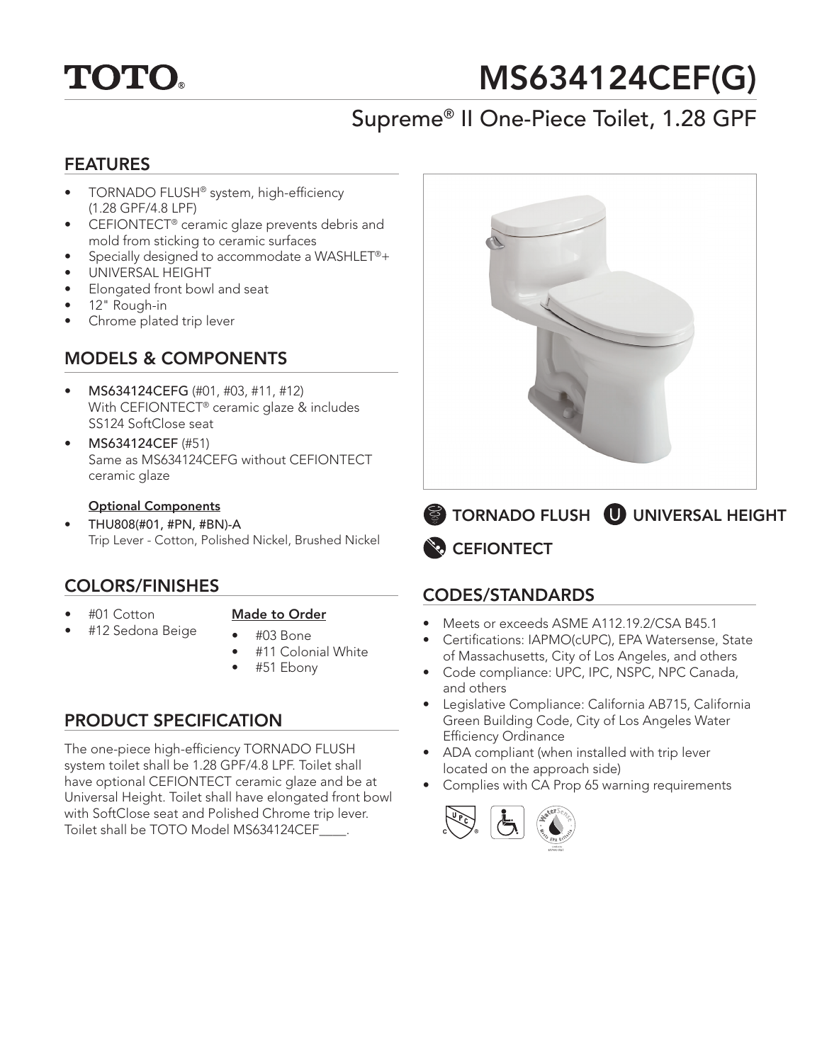# TOTO

# MS634124CEF(G)

## Supreme® II One-Piece Toilet, 1.28 GPF

## FEATURES

- TORNADO FLUSH® system, high-efficiency (1.28 GPF/4.8 LPF)
- CEFIONTECT® ceramic glaze prevents debris and mold from sticking to ceramic surfaces
- Specially designed to accommodate a WASHLET®+
- UNIVERSAL HEIGHT
- Elongated front bowl and seat
- 12" Rough-in
- Chrome plated trip lever

## MODELS & COMPONENTS

- **MS634124CEFG** (#01, #03, #11, #12)
  With CEFIONTECT® ceramic glaze & includes SS124 SoftClose seat
- **MS634124CEF** (#51)
  Same as MS634124CEFG without CEFIONTECT ceramic glaze

**Optional Components**

- THU808(#01, #PN, #BN)-A
  Trip Lever - Cotton, Polished Nickel, Brushed Nickel

## COLORS/FINISHES

- #01 Cotton
- #12 Sedona Beige

**Made to Order**

- #03 Bone
- #11 Colonial White
- #51 Ebony

## PRODUCT SPECIFICATION

The one-piece high-efficiency TORNADO FLUSH system toilet shall be 1.28 GPF/4.8 LPF. Toilet shall have optional CEFIONTECT ceramic glaze and be at Universal Height. Toilet shall have elongated front bowl with SoftClose seat and Polished Chrome trip lever. Toilet shall be TOTO Model MS634124CEF____.

TORNADO FLUSH   UNIVERSAL HEIGHT   CEFIONTECT

## CODES/STANDARDS

- Meets or exceeds ASME A112.19.2/CSA B45.1
- Certifications: IAPMO(cUPC), EPA Watersense, State of Massachusetts, City of Los Angeles, and others
- Code compliance: UPC, IPC, NSPC, NPC Canada, and others
- Legislative Compliance: California AB715, California Green Building Code, City of Los Angeles Water Efficiency Ordinance
- ADA compliant (when installed with trip lever located on the approach side)
- Complies with CA Prop 65 warning requirements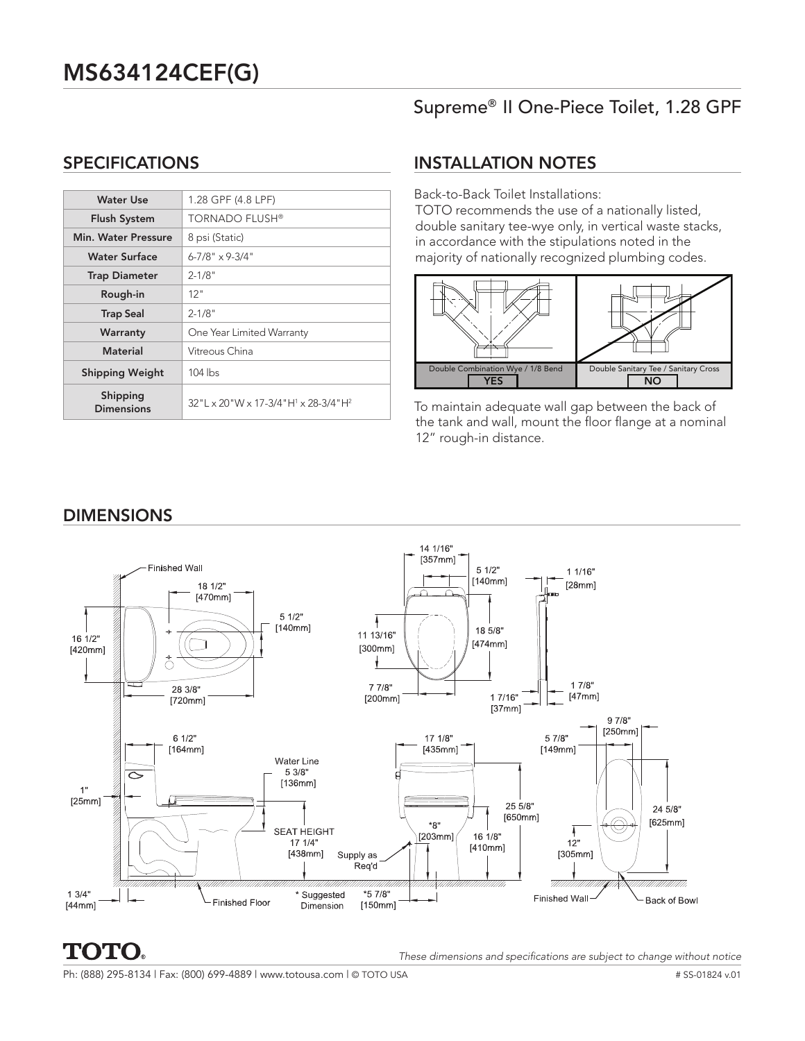# MS634124CEF(G)

## Supreme® II One-Piece Toilet, 1.28 GPF

## SPECIFICATIONS

| | |
|---|---|
| Water Use | 1.28 GPF (4.8 LPF) |
| Flush System | TORNADO FLUSH® |
| Min. Water Pressure | 8 psi (Static) |
| Water Surface | 6-7/8" x 9-3/4" |
| Trap Diameter | 2-1/8" |
| Rough-in | 12" |
| Trap Seal | 2-1/8" |
| Warranty | One Year Limited Warranty |
| Material | Vitreous China |
| Shipping Weight | 104 lbs |
| Shipping Dimensions | 32"L x 20"W x 17-3/4"H[1] x 28-3/4"H[2] |

## INSTALLATION NOTES

Back-to-Back Toilet Installations:
TOTO recommends the use of a nationally listed, double sanitary tee-wye only, in vertical waste stacks, in accordance with the stipulations noted in the majority of nationally recognized plumbing codes.

Double Combination Wye / 1/8 Bend
YES

Double Sanitary Tee / Sanitary Cross
NO

To maintain adequate wall gap between the back of the tank and wall, mount the floor flange at a nominal 12" rough-in distance.

## DIMENSIONS

Finished Wall
18 1/2" [470mm]
5 1/2" [140mm]
16 1/2" [420mm]
28 3/8" [720mm]
14 1/16" [357mm]
5 1/2" [140mm]
11 13/16" [300mm]
18 5/8" [474mm]
7 7/8" [200mm]
1 1/16" [28mm]
1 7/16" [37mm]
1 7/8" [47mm]
6 1/2" [164mm]
Water Line 5 3/8" [136mm]
1" [25mm]
SEAT HEIGHT 17 1/4" [438mm]
1 3/4" [44mm]
Finished Floor
* Suggested Dimension
17 1/8" [435mm]
25 5/8" [650mm]
*8" [203mm]
16 1/8" [410mm]
Supply as Req'd
*5 7/8" [150mm]
9 7/8" [250mm]
5 7/8" [149mm]
24 5/8" [625mm]
12" [305mm]
Finished Wall
Back of Bowl

*These dimensions and specifications are subject to change without notice*

TOTO®

Ph: (888) 295-8134 | Fax: (800) 699-4889 | www.totousa.com | © TOTO USA

# SS-01824 v.01